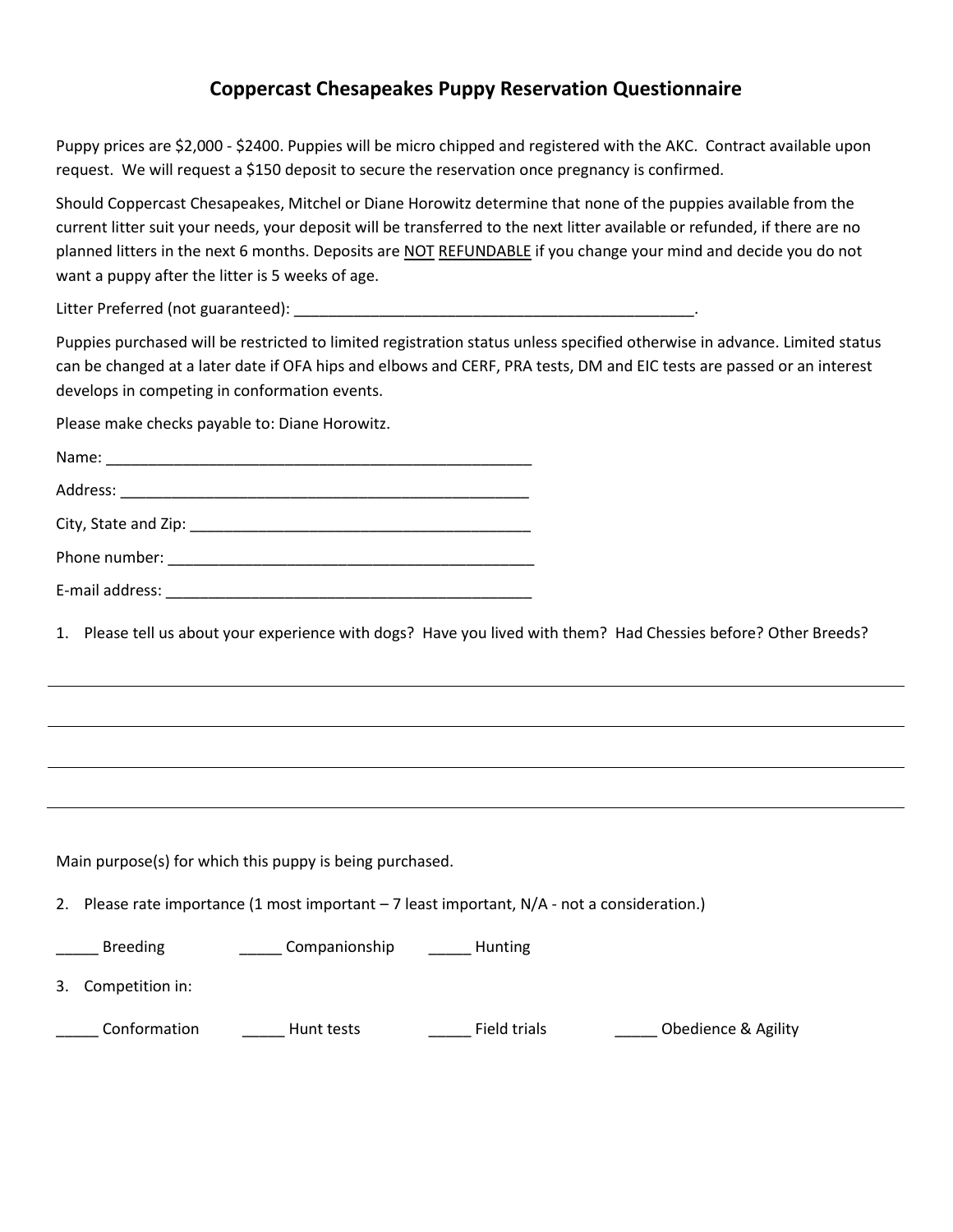# Coppercast Chesapeakes Puppy Reservation Questionnaire

Puppy prices are $2,000 - $2400. Puppies will be micro chipped and registered with the AKC. Contract available upon request. We will request a $150 deposit to secure the reservation once pregnancy is confirmed.

Should Coppercast Chesapeakes, Mitchel or Diane Horowitz determine that none of the puppies available from the current litter suit your needs, your deposit will be transferred to the next litter available or refunded, if there are no planned litters in the next 6 months. Deposits are <u>NOT</u> <u>REFUNDABLE</u> if you change your mind and decide you do not want a puppy after the litter is 5 weeks of age.

Litter Preferred (not guaranteed): _______________________________________________.

Puppies purchased will be restricted to limited registration status unless specified otherwise in advance. Limited status can be changed at a later date if OFA hips and elbows and CERF, PRA tests, DM and EIC tests are passed or an interest develops in competing in conformation events.

Please make checks payable to: Diane Horowitz.

Name: ___________________________________________________

Address: _________________________________________________

City, State and Zip: _______________________________________

Phone number: ____________________________________________

E-mail address: ___________________________________________

1. Please tell us about your experience with dogs? Have you lived with them? Had Chessies before? Other Breeds?

______________________________________________________________________________

______________________________________________________________________________

______________________________________________________________________________

______________________________________________________________________________

Main purpose(s) for which this puppy is being purchased.

2. Please rate importance (1 most important – 7 least important, N/A - not a consideration.)

_____ Breeding   _____ Companionship   _____ Hunting

3. Competition in:

_____ Conformation   _____ Hunt tests   _____ Field trials   _____ Obedience & Agility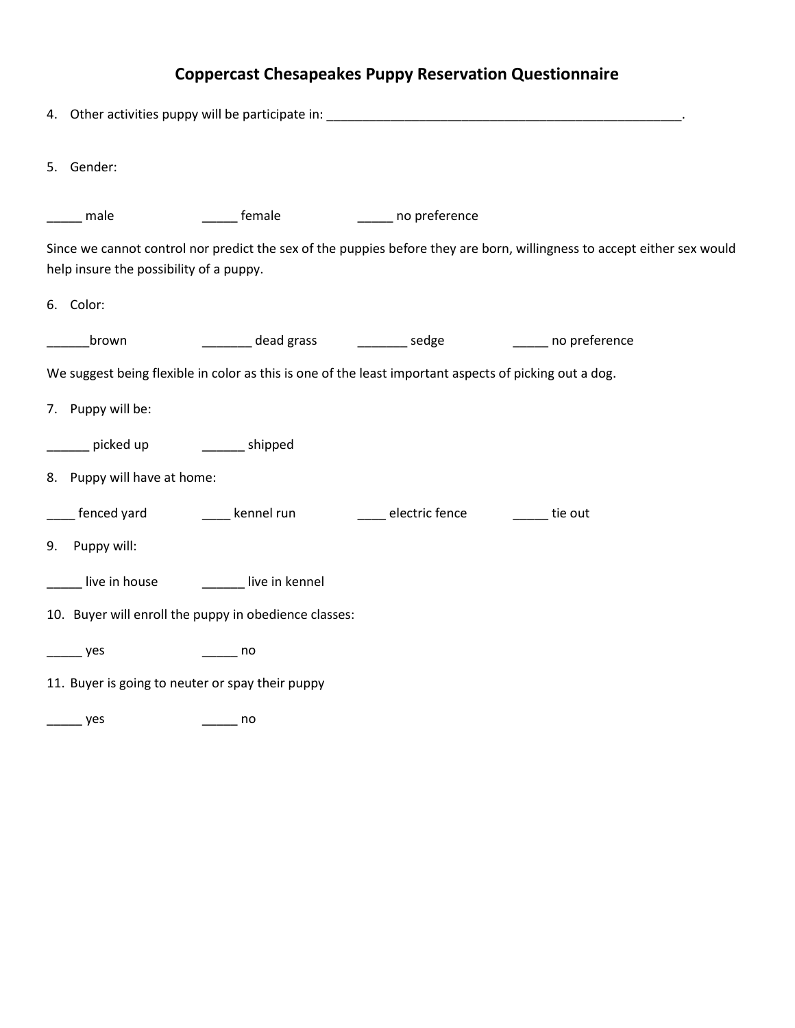# Coppercast Chesapeakes Puppy Reservation Questionnaire

4. Other activities puppy will be participate in: _____________________________________________________.

5. Gender:

_____ male _____ female _____ no preference

Since we cannot control nor predict the sex of the puppies before they are born, willingness to accept either sex would help insure the possibility of a puppy.

6. Color:

______brown _______ dead grass _______ sedge _____ no preference

We suggest being flexible in color as this is one of the least important aspects of picking out a dog.

7. Puppy will be:

______ picked up ______ shipped

8. Puppy will have at home:

____ fenced yard ____ kennel run ____ electric fence _____ tie out

9. Puppy will:

_____ live in house ______ live in kennel

10. Buyer will enroll the puppy in obedience classes:

_____ yes _____ no

11. Buyer is going to neuter or spay their puppy

_____ yes _____ no